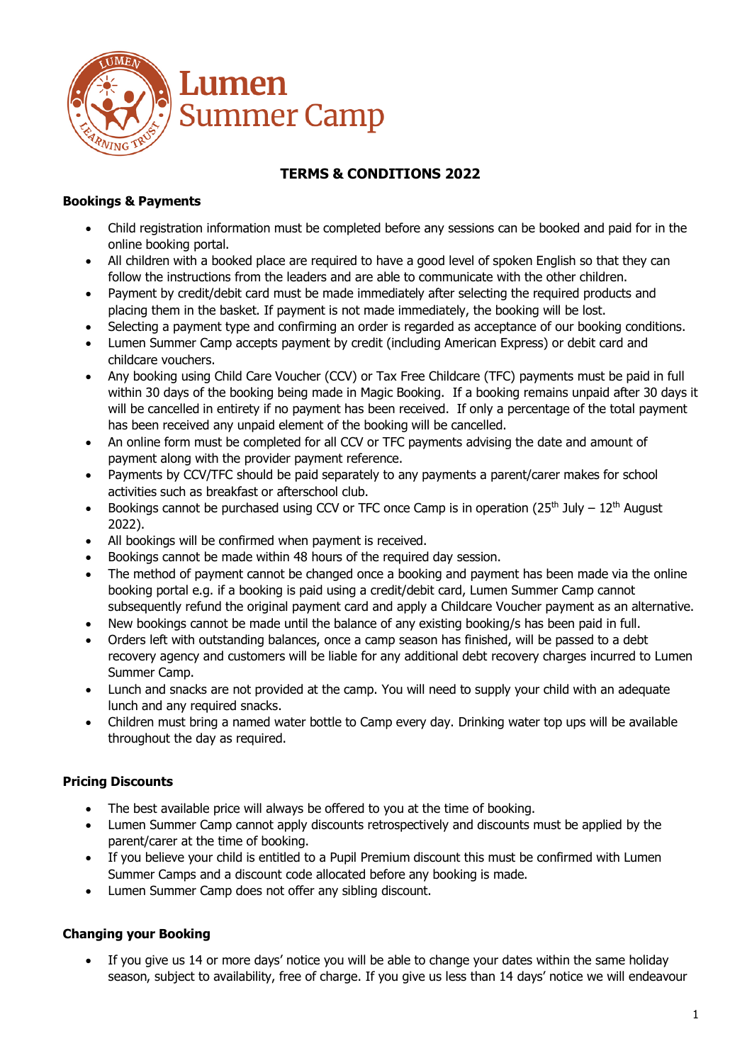# Lumen Summer Camp

## TERMS & CONDITIONS 2022

### Bookings & Payments

- Child registration information must be completed before any sessions can be booked and paid for in the online booking portal.
- All children with a booked place are required to have a good level of spoken English so that they can follow the instructions from the leaders and are able to communicate with the other children.
- Payment by credit/debit card must be made immediately after selecting the required products and placing them in the basket. If payment is not made immediately, the booking will be lost.
- Selecting a payment type and confirming an order is regarded as acceptance of our booking conditions.
- Lumen Summer Camp accepts payment by credit (including American Express) or debit card and childcare vouchers.
- Any booking using Child Care Voucher (CCV) or Tax Free Childcare (TFC) payments must be paid in full within 30 days of the booking being made in Magic Booking. If a booking remains unpaid after 30 days it will be cancelled in entirety if no payment has been received. If only a percentage of the total payment has been received any unpaid element of the booking will be cancelled.
- An online form must be completed for all CCV or TFC payments advising the date and amount of payment along with the provider payment reference.
- Payments by CCV/TFC should be paid separately to any payments a parent/carer makes for school activities such as breakfast or afterschool club.
- Bookings cannot be purchased using CCV or TFC once Camp is in operation (25th July – 12th August 2022).
- All bookings will be confirmed when payment is received.
- Bookings cannot be made within 48 hours of the required day session.
- The method of payment cannot be changed once a booking and payment has been made via the online booking portal e.g. if a booking is paid using a credit/debit card, Lumen Summer Camp cannot subsequently refund the original payment card and apply a Childcare Voucher payment as an alternative.
- New bookings cannot be made until the balance of any existing booking/s has been paid in full.
- Orders left with outstanding balances, once a camp season has finished, will be passed to a debt recovery agency and customers will be liable for any additional debt recovery charges incurred to Lumen Summer Camp.
- Lunch and snacks are not provided at the camp. You will need to supply your child with an adequate lunch and any required snacks.
- Children must bring a named water bottle to Camp every day. Drinking water top ups will be available throughout the day as required.

### Pricing Discounts

- The best available price will always be offered to you at the time of booking.
- Lumen Summer Camp cannot apply discounts retrospectively and discounts must be applied by the parent/carer at the time of booking.
- If you believe your child is entitled to a Pupil Premium discount this must be confirmed with Lumen Summer Camps and a discount code allocated before any booking is made.
- Lumen Summer Camp does not offer any sibling discount.

### Changing your Booking

- If you give us 14 or more days' notice you will be able to change your dates within the same holiday season, subject to availability, free of charge. If you give us less than 14 days' notice we will endeavour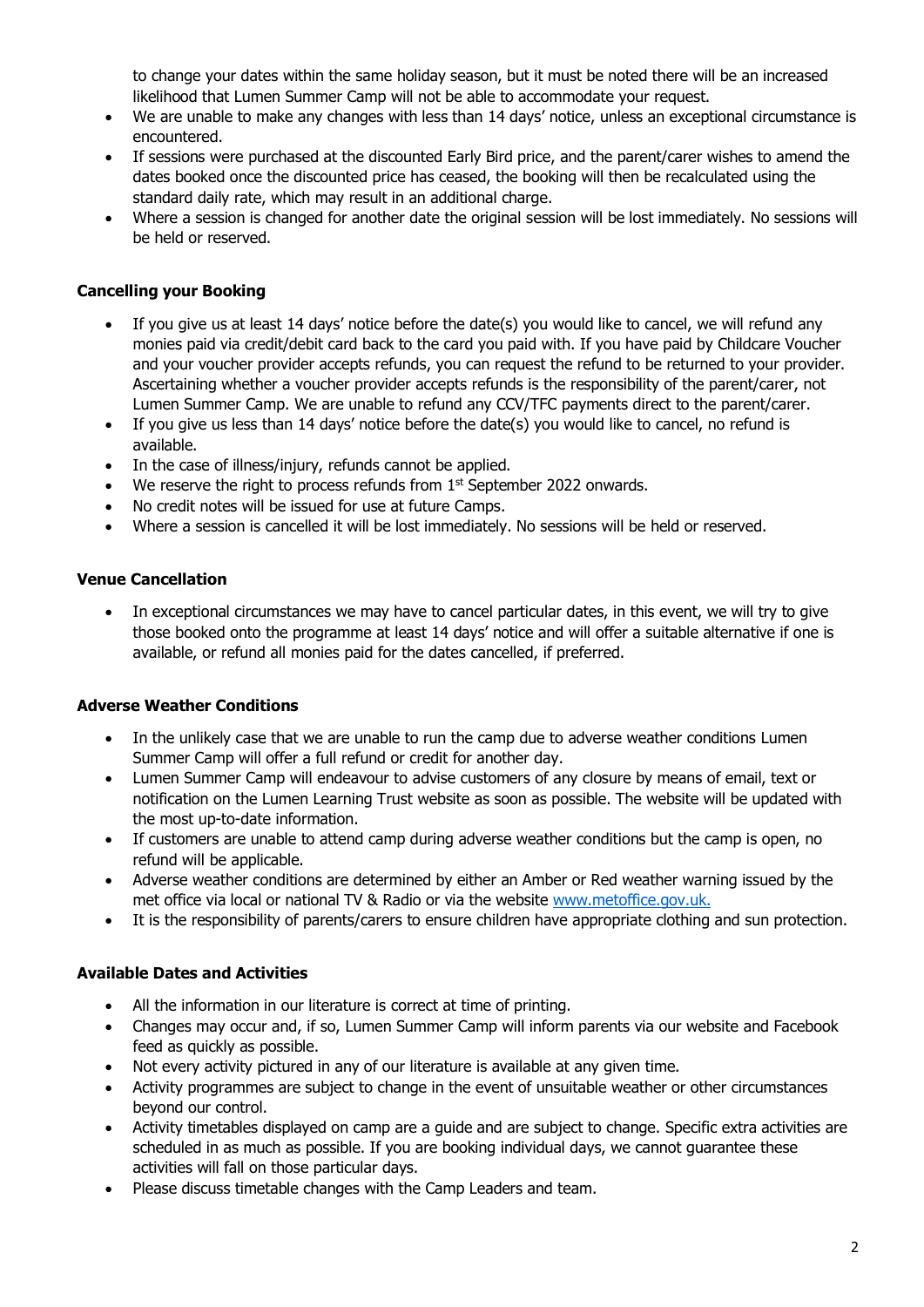to change your dates within the same holiday season, but it must be noted there will be an increased likelihood that Lumen Summer Camp will not be able to accommodate your request.

- We are unable to make any changes with less than 14 days' notice, unless an exceptional circumstance is encountered.
- If sessions were purchased at the discounted Early Bird price, and the parent/carer wishes to amend the dates booked once the discounted price has ceased, the booking will then be recalculated using the standard daily rate, which may result in an additional charge.
- Where a session is changed for another date the original session will be lost immediately. No sessions will be held or reserved.

**Cancelling your Booking**

- If you give us at least 14 days' notice before the date(s) you would like to cancel, we will refund any monies paid via credit/debit card back to the card you paid with. If you have paid by Childcare Voucher and your voucher provider accepts refunds, you can request the refund to be returned to your provider. Ascertaining whether a voucher provider accepts refunds is the responsibility of the parent/carer, not Lumen Summer Camp. We are unable to refund any CCV/TFC payments direct to the parent/carer.
- If you give us less than 14 days' notice before the date(s) you would like to cancel, no refund is available.
- In the case of illness/injury, refunds cannot be applied.
- We reserve the right to process refunds from 1st September 2022 onwards.
- No credit notes will be issued for use at future Camps.
- Where a session is cancelled it will be lost immediately. No sessions will be held or reserved.

**Venue Cancellation**

- In exceptional circumstances we may have to cancel particular dates, in this event, we will try to give those booked onto the programme at least 14 days' notice and will offer a suitable alternative if one is available, or refund all monies paid for the dates cancelled, if preferred.

**Adverse Weather Conditions**

- In the unlikely case that we are unable to run the camp due to adverse weather conditions Lumen Summer Camp will offer a full refund or credit for another day.
- Lumen Summer Camp will endeavour to advise customers of any closure by means of email, text or notification on the Lumen Learning Trust website as soon as possible. The website will be updated with the most up-to-date information.
- If customers are unable to attend camp during adverse weather conditions but the camp is open, no refund will be applicable.
- Adverse weather conditions are determined by either an Amber or Red weather warning issued by the met office via local or national TV & Radio or via the website www.metoffice.gov.uk.
- It is the responsibility of parents/carers to ensure children have appropriate clothing and sun protection.

**Available Dates and Activities**

- All the information in our literature is correct at time of printing.
- Changes may occur and, if so, Lumen Summer Camp will inform parents via our website and Facebook feed as quickly as possible.
- Not every activity pictured in any of our literature is available at any given time.
- Activity programmes are subject to change in the event of unsuitable weather or other circumstances beyond our control.
- Activity timetables displayed on camp are a guide and are subject to change. Specific extra activities are scheduled in as much as possible. If you are booking individual days, we cannot guarantee these activities will fall on those particular days.
- Please discuss timetable changes with the Camp Leaders and team.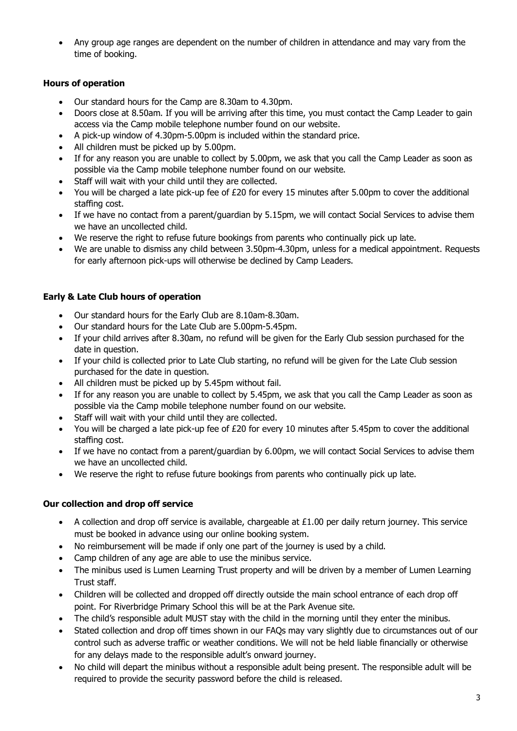- Any group age ranges are dependent on the number of children in attendance and may vary from the time of booking.

**Hours of operation**

- Our standard hours for the Camp are 8.30am to 4.30pm.
- Doors close at 8.50am. If you will be arriving after this time, you must contact the Camp Leader to gain access via the Camp mobile telephone number found on our website.
- A pick-up window of 4.30pm-5.00pm is included within the standard price.
- All children must be picked up by 5.00pm.
- If for any reason you are unable to collect by 5.00pm, we ask that you call the Camp Leader as soon as possible via the Camp mobile telephone number found on our website.
- Staff will wait with your child until they are collected.
- You will be charged a late pick-up fee of £20 for every 15 minutes after 5.00pm to cover the additional staffing cost.
- If we have no contact from a parent/guardian by 5.15pm, we will contact Social Services to advise them we have an uncollected child.
- We reserve the right to refuse future bookings from parents who continually pick up late.
- We are unable to dismiss any child between 3.50pm-4.30pm, unless for a medical appointment. Requests for early afternoon pick-ups will otherwise be declined by Camp Leaders.

**Early & Late Club hours of operation**

- Our standard hours for the Early Club are 8.10am-8.30am.
- Our standard hours for the Late Club are 5.00pm-5.45pm.
- If your child arrives after 8.30am, no refund will be given for the Early Club session purchased for the date in question.
- If your child is collected prior to Late Club starting, no refund will be given for the Late Club session purchased for the date in question.
- All children must be picked up by 5.45pm without fail.
- If for any reason you are unable to collect by 5.45pm, we ask that you call the Camp Leader as soon as possible via the Camp mobile telephone number found on our website.
- Staff will wait with your child until they are collected.
- You will be charged a late pick-up fee of £20 for every 10 minutes after 5.45pm to cover the additional staffing cost.
- If we have no contact from a parent/guardian by 6.00pm, we will contact Social Services to advise them we have an uncollected child.
- We reserve the right to refuse future bookings from parents who continually pick up late.

**Our collection and drop off service**

- A collection and drop off service is available, chargeable at £1.00 per daily return journey. This service must be booked in advance using our online booking system.
- No reimbursement will be made if only one part of the journey is used by a child.
- Camp children of any age are able to use the minibus service.
- The minibus used is Lumen Learning Trust property and will be driven by a member of Lumen Learning Trust staff.
- Children will be collected and dropped off directly outside the main school entrance of each drop off point. For Riverbridge Primary School this will be at the Park Avenue site.
- The child's responsible adult MUST stay with the child in the morning until they enter the minibus.
- Stated collection and drop off times shown in our FAQs may vary slightly due to circumstances out of our control such as adverse traffic or weather conditions. We will not be held liable financially or otherwise for any delays made to the responsible adult's onward journey.
- No child will depart the minibus without a responsible adult being present. The responsible adult will be required to provide the security password before the child is released.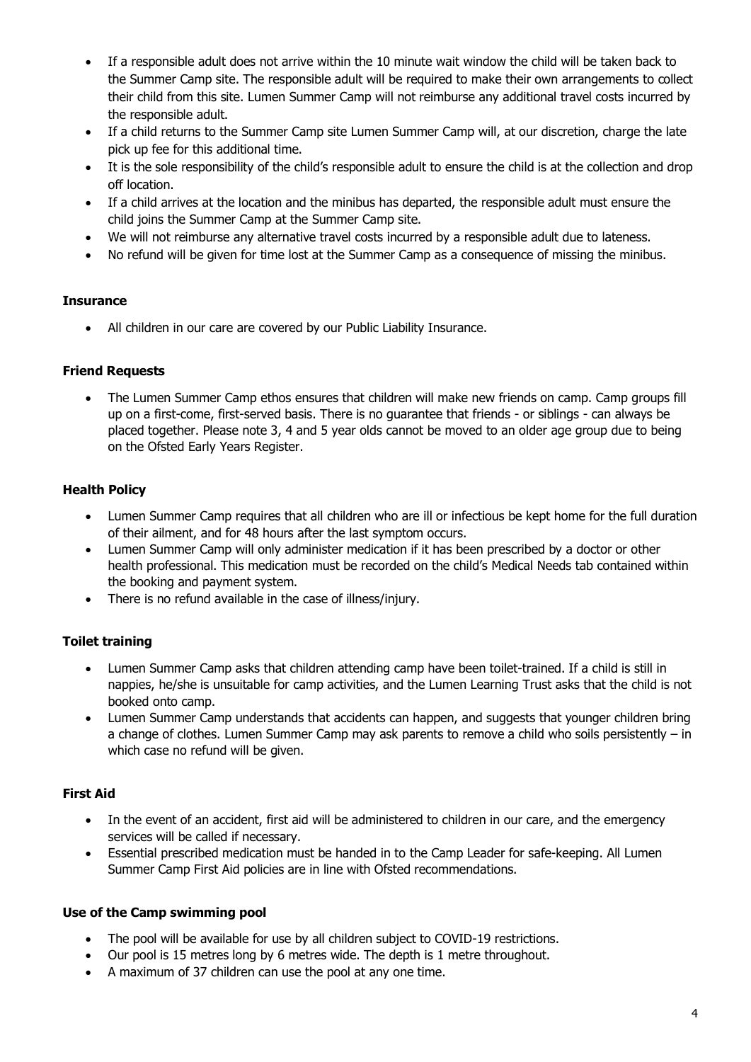- If a responsible adult does not arrive within the 10 minute wait window the child will be taken back to the Summer Camp site. The responsible adult will be required to make their own arrangements to collect their child from this site. Lumen Summer Camp will not reimburse any additional travel costs incurred by the responsible adult.
- If a child returns to the Summer Camp site Lumen Summer Camp will, at our discretion, charge the late pick up fee for this additional time.
- It is the sole responsibility of the child's responsible adult to ensure the child is at the collection and drop off location.
- If a child arrives at the location and the minibus has departed, the responsible adult must ensure the child joins the Summer Camp at the Summer Camp site.
- We will not reimburse any alternative travel costs incurred by a responsible adult due to lateness.
- No refund will be given for time lost at the Summer Camp as a consequence of missing the minibus.

**Insurance**

- All children in our care are covered by our Public Liability Insurance.

**Friend Requests**

- The Lumen Summer Camp ethos ensures that children will make new friends on camp. Camp groups fill up on a first-come, first-served basis. There is no guarantee that friends - or siblings - can always be placed together. Please note 3, 4 and 5 year olds cannot be moved to an older age group due to being on the Ofsted Early Years Register.

**Health Policy**

- Lumen Summer Camp requires that all children who are ill or infectious be kept home for the full duration of their ailment, and for 48 hours after the last symptom occurs.
- Lumen Summer Camp will only administer medication if it has been prescribed by a doctor or other health professional. This medication must be recorded on the child's Medical Needs tab contained within the booking and payment system.
- There is no refund available in the case of illness/injury.

**Toilet training**

- Lumen Summer Camp asks that children attending camp have been toilet-trained. If a child is still in nappies, he/she is unsuitable for camp activities, and the Lumen Learning Trust asks that the child is not booked onto camp.
- Lumen Summer Camp understands that accidents can happen, and suggests that younger children bring a change of clothes. Lumen Summer Camp may ask parents to remove a child who soils persistently – in which case no refund will be given.

**First Aid**

- In the event of an accident, first aid will be administered to children in our care, and the emergency services will be called if necessary.
- Essential prescribed medication must be handed in to the Camp Leader for safe-keeping. All Lumen Summer Camp First Aid policies are in line with Ofsted recommendations.

**Use of the Camp swimming pool**

- The pool will be available for use by all children subject to COVID-19 restrictions.
- Our pool is 15 metres long by 6 metres wide. The depth is 1 metre throughout.
- A maximum of 37 children can use the pool at any one time.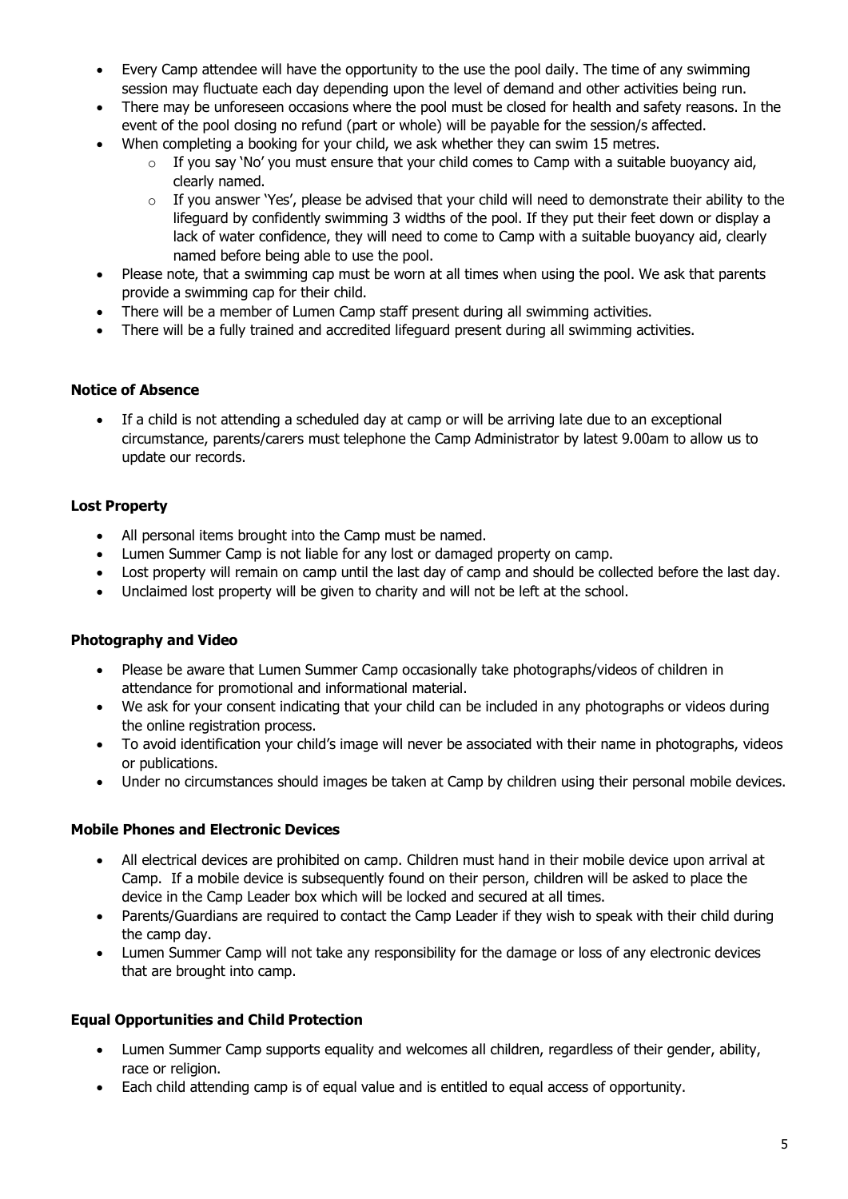- Every Camp attendee will have the opportunity to the use the pool daily. The time of any swimming session may fluctuate each day depending upon the level of demand and other activities being run.
- There may be unforeseen occasions where the pool must be closed for health and safety reasons. In the event of the pool closing no refund (part or whole) will be payable for the session/s affected.
- When completing a booking for your child, we ask whether they can swim 15 metres.
    - If you say 'No' you must ensure that your child comes to Camp with a suitable buoyancy aid, clearly named.
    - If you answer 'Yes', please be advised that your child will need to demonstrate their ability to the lifeguard by confidently swimming 3 widths of the pool. If they put their feet down or display a lack of water confidence, they will need to come to Camp with a suitable buoyancy aid, clearly named before being able to use the pool.
- Please note, that a swimming cap must be worn at all times when using the pool. We ask that parents provide a swimming cap for their child.
- There will be a member of Lumen Camp staff present during all swimming activities.
- There will be a fully trained and accredited lifeguard present during all swimming activities.

**Notice of Absence**

- If a child is not attending a scheduled day at camp or will be arriving late due to an exceptional circumstance, parents/carers must telephone the Camp Administrator by latest 9.00am to allow us to update our records.

**Lost Property**

- All personal items brought into the Camp must be named.
- Lumen Summer Camp is not liable for any lost or damaged property on camp.
- Lost property will remain on camp until the last day of camp and should be collected before the last day.
- Unclaimed lost property will be given to charity and will not be left at the school.

**Photography and Video**

- Please be aware that Lumen Summer Camp occasionally take photographs/videos of children in attendance for promotional and informational material.
- We ask for your consent indicating that your child can be included in any photographs or videos during the online registration process.
- To avoid identification your child's image will never be associated with their name in photographs, videos or publications.
- Under no circumstances should images be taken at Camp by children using their personal mobile devices.

**Mobile Phones and Electronic Devices**

- All electrical devices are prohibited on camp. Children must hand in their mobile device upon arrival at Camp. If a mobile device is subsequently found on their person, children will be asked to place the device in the Camp Leader box which will be locked and secured at all times.
- Parents/Guardians are required to contact the Camp Leader if they wish to speak with their child during the camp day.
- Lumen Summer Camp will not take any responsibility for the damage or loss of any electronic devices that are brought into camp.

**Equal Opportunities and Child Protection**

- Lumen Summer Camp supports equality and welcomes all children, regardless of their gender, ability, race or religion.
- Each child attending camp is of equal value and is entitled to equal access of opportunity.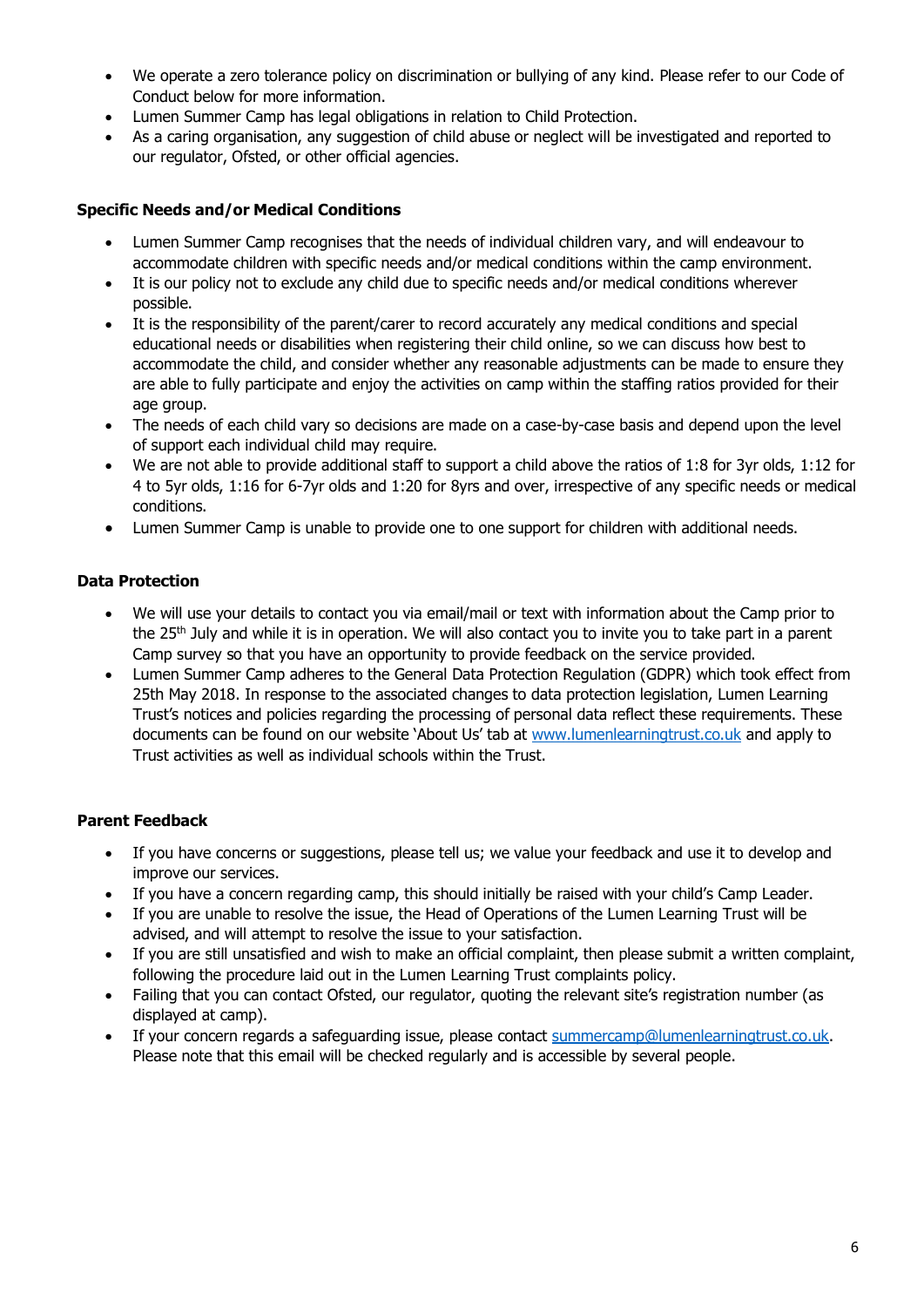- We operate a zero tolerance policy on discrimination or bullying of any kind. Please refer to our Code of Conduct below for more information.
- Lumen Summer Camp has legal obligations in relation to Child Protection.
- As a caring organisation, any suggestion of child abuse or neglect will be investigated and reported to our regulator, Ofsted, or other official agencies.

### Specific Needs and/or Medical Conditions

- Lumen Summer Camp recognises that the needs of individual children vary, and will endeavour to accommodate children with specific needs and/or medical conditions within the camp environment.
- It is our policy not to exclude any child due to specific needs and/or medical conditions wherever possible.
- It is the responsibility of the parent/carer to record accurately any medical conditions and special educational needs or disabilities when registering their child online, so we can discuss how best to accommodate the child, and consider whether any reasonable adjustments can be made to ensure they are able to fully participate and enjoy the activities on camp within the staffing ratios provided for their age group.
- The needs of each child vary so decisions are made on a case-by-case basis and depend upon the level of support each individual child may require.
- We are not able to provide additional staff to support a child above the ratios of 1:8 for 3yr olds, 1:12 for 4 to 5yr olds, 1:16 for 6-7yr olds and 1:20 for 8yrs and over, irrespective of any specific needs or medical conditions.
- Lumen Summer Camp is unable to provide one to one support for children with additional needs.

### Data Protection

- We will use your details to contact you via email/mail or text with information about the Camp prior to the 25th July and while it is in operation. We will also contact you to invite you to take part in a parent Camp survey so that you have an opportunity to provide feedback on the service provided.
- Lumen Summer Camp adheres to the General Data Protection Regulation (GDPR) which took effect from 25th May 2018. In response to the associated changes to data protection legislation, Lumen Learning Trust's notices and policies regarding the processing of personal data reflect these requirements. These documents can be found on our website 'About Us' tab at [www.lumenlearningtrust.co.uk](http://www.lumenlearningtrust.co.uk) and apply to Trust activities as well as individual schools within the Trust.

### Parent Feedback

- If you have concerns or suggestions, please tell us; we value your feedback and use it to develop and improve our services.
- If you have a concern regarding camp, this should initially be raised with your child's Camp Leader.
- If you are unable to resolve the issue, the Head of Operations of the Lumen Learning Trust will be advised, and will attempt to resolve the issue to your satisfaction.
- If you are still unsatisfied and wish to make an official complaint, then please submit a written complaint, following the procedure laid out in the Lumen Learning Trust complaints policy.
- Failing that you can contact Ofsted, our regulator, quoting the relevant site's registration number (as displayed at camp).
- If your concern regards a safeguarding issue, please contact [summercamp@lumenlearningtrust.co.uk](mailto:summercamp@lumenlearningtrust.co.uk). Please note that this email will be checked regularly and is accessible by several people.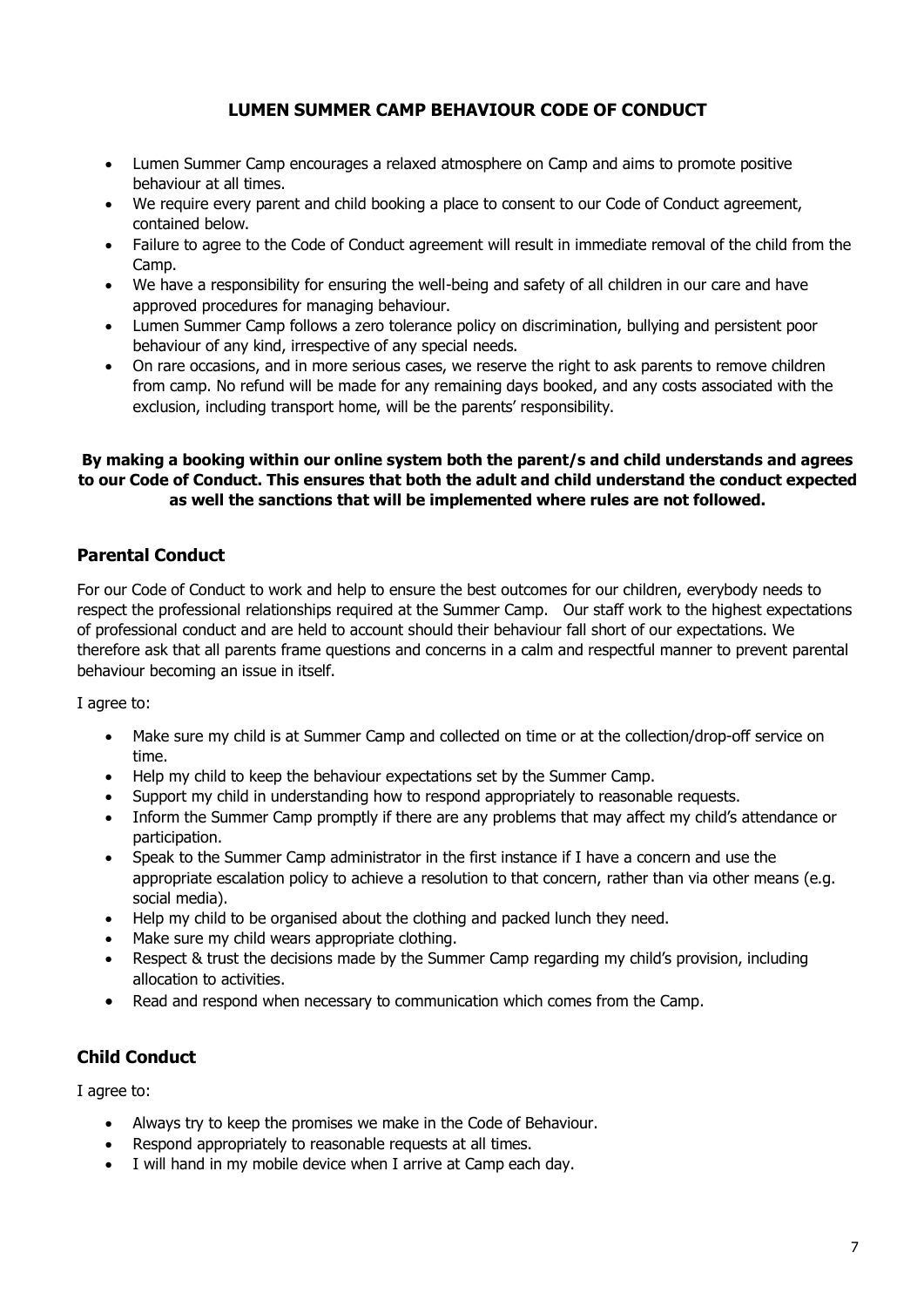# LUMEN SUMMER CAMP BEHAVIOUR CODE OF CONDUCT

- Lumen Summer Camp encourages a relaxed atmosphere on Camp and aims to promote positive behaviour at all times.
- We require every parent and child booking a place to consent to our Code of Conduct agreement, contained below.
- Failure to agree to the Code of Conduct agreement will result in immediate removal of the child from the Camp.
- We have a responsibility for ensuring the well-being and safety of all children in our care and have approved procedures for managing behaviour.
- Lumen Summer Camp follows a zero tolerance policy on discrimination, bullying and persistent poor behaviour of any kind, irrespective of any special needs.
- On rare occasions, and in more serious cases, we reserve the right to ask parents to remove children from camp. No refund will be made for any remaining days booked, and any costs associated with the exclusion, including transport home, will be the parents' responsibility.

**By making a booking within our online system both the parent/s and child understands and agrees to our Code of Conduct. This ensures that both the adult and child understand the conduct expected as well the sanctions that will be implemented where rules are not followed.**

## Parental Conduct

For our Code of Conduct to work and help to ensure the best outcomes for our children, everybody needs to respect the professional relationships required at the Summer Camp. Our staff work to the highest expectations of professional conduct and are held to account should their behaviour fall short of our expectations. We therefore ask that all parents frame questions and concerns in a calm and respectful manner to prevent parental behaviour becoming an issue in itself.

I agree to:

- Make sure my child is at Summer Camp and collected on time or at the collection/drop-off service on time.
- Help my child to keep the behaviour expectations set by the Summer Camp.
- Support my child in understanding how to respond appropriately to reasonable requests.
- Inform the Summer Camp promptly if there are any problems that may affect my child's attendance or participation.
- Speak to the Summer Camp administrator in the first instance if I have a concern and use the appropriate escalation policy to achieve a resolution to that concern, rather than via other means (e.g. social media).
- Help my child to be organised about the clothing and packed lunch they need.
- Make sure my child wears appropriate clothing.
- Respect & trust the decisions made by the Summer Camp regarding my child's provision, including allocation to activities.
- Read and respond when necessary to communication which comes from the Camp.

## Child Conduct

I agree to:

- Always try to keep the promises we make in the Code of Behaviour.
- Respond appropriately to reasonable requests at all times.
- I will hand in my mobile device when I arrive at Camp each day.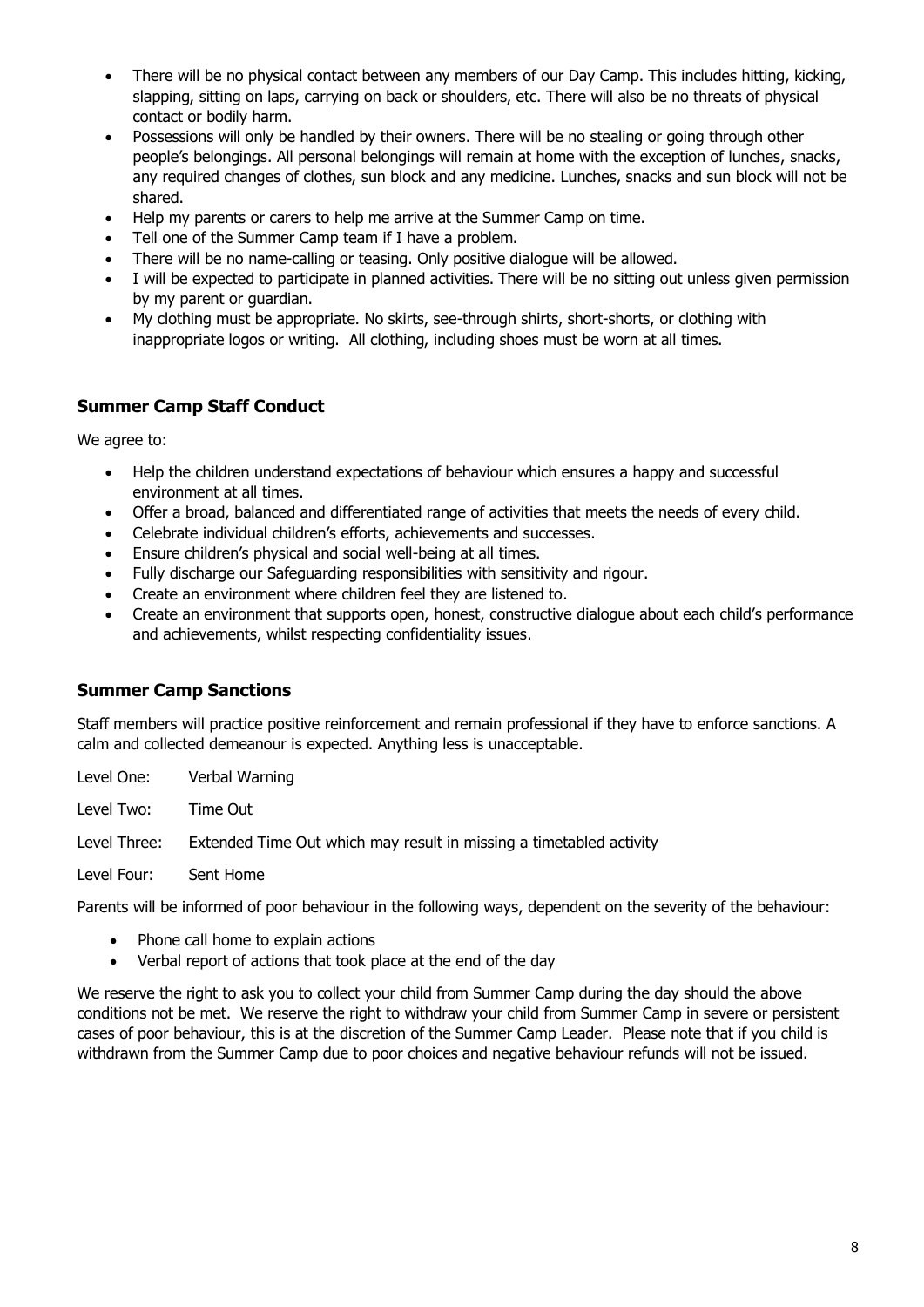- There will be no physical contact between any members of our Day Camp. This includes hitting, kicking, slapping, sitting on laps, carrying on back or shoulders, etc. There will also be no threats of physical contact or bodily harm.
- Possessions will only be handled by their owners. There will be no stealing or going through other people's belongings. All personal belongings will remain at home with the exception of lunches, snacks, any required changes of clothes, sun block and any medicine. Lunches, snacks and sun block will not be shared.
- Help my parents or carers to help me arrive at the Summer Camp on time.
- Tell one of the Summer Camp team if I have a problem.
- There will be no name-calling or teasing. Only positive dialogue will be allowed.
- I will be expected to participate in planned activities. There will be no sitting out unless given permission by my parent or guardian.
- My clothing must be appropriate. No skirts, see-through shirts, short-shorts, or clothing with inappropriate logos or writing. All clothing, including shoes must be worn at all times.

## Summer Camp Staff Conduct

We agree to:

- Help the children understand expectations of behaviour which ensures a happy and successful environment at all times.
- Offer a broad, balanced and differentiated range of activities that meets the needs of every child.
- Celebrate individual children's efforts, achievements and successes.
- Ensure children's physical and social well-being at all times.
- Fully discharge our Safeguarding responsibilities with sensitivity and rigour.
- Create an environment where children feel they are listened to.
- Create an environment that supports open, honest, constructive dialogue about each child's performance and achievements, whilst respecting confidentiality issues.

## Summer Camp Sanctions

Staff members will practice positive reinforcement and remain professional if they have to enforce sanctions. A calm and collected demeanour is expected. Anything less is unacceptable.

Level One: Verbal Warning

Level Two: Time Out

Level Three: Extended Time Out which may result in missing a timetabled activity

Level Four: Sent Home

Parents will be informed of poor behaviour in the following ways, dependent on the severity of the behaviour:

- Phone call home to explain actions
- Verbal report of actions that took place at the end of the day

We reserve the right to ask you to collect your child from Summer Camp during the day should the above conditions not be met. We reserve the right to withdraw your child from Summer Camp in severe or persistent cases of poor behaviour, this is at the discretion of the Summer Camp Leader. Please note that if you child is withdrawn from the Summer Camp due to poor choices and negative behaviour refunds will not be issued.